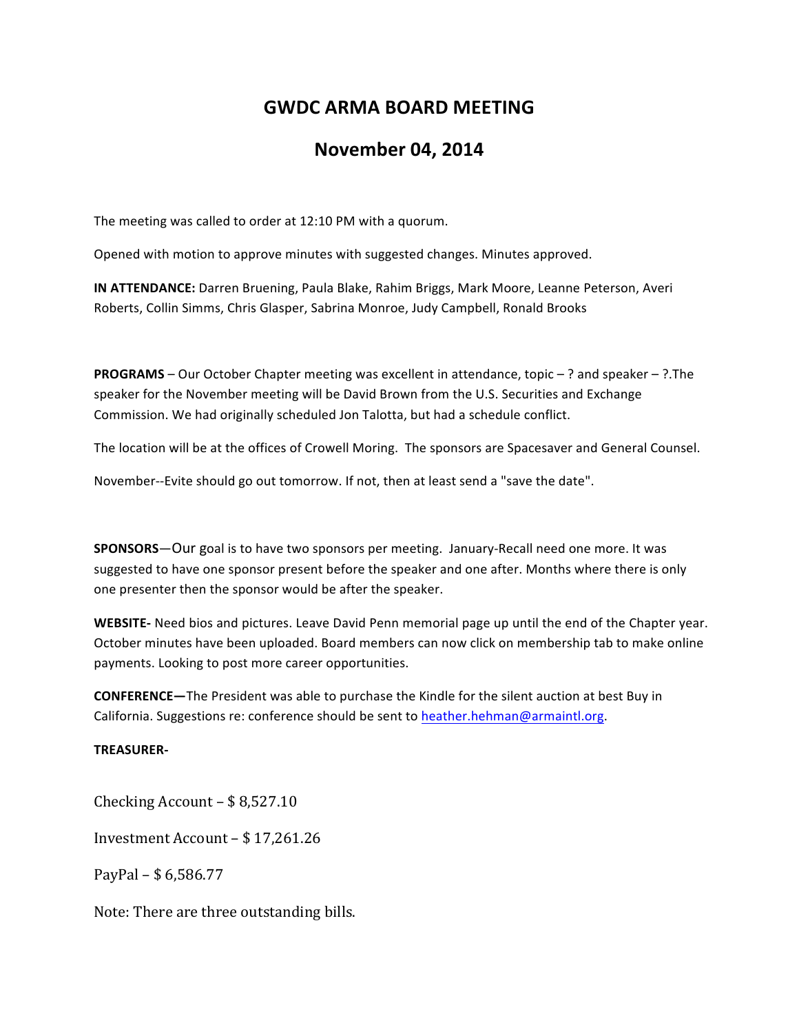# GWDC ARMA BOARD MEETING

## November 04, 2014

The meeting was called to order at 12:10 PM with a quorum.

Opened with motion to approve minutes with suggested changes. Minutes approved.

**IN ATTENDANCE:** Darren Bruening, Paula Blake, Rahim Briggs, Mark Moore, Leanne Peterson, Averi Roberts, Collin Simms, Chris Glasper, Sabrina Monroe, Judy Campbell, Ronald Brooks

**PROGRAMS** – Our October Chapter meeting was excellent in attendance, topic – ? and speaker – ?.The speaker for the November meeting will be David Brown from the U.S. Securities and Exchange Commission. We had originally scheduled Jon Talotta, but had a schedule conflict.

The location will be at the offices of Crowell Moring. The sponsors are Spacesaver and General Counsel.

November--Evite should go out tomorrow. If not, then at least send a "save the date".

**SPONSORS**—Our goal is to have two sponsors per meeting. January-Recall need one more. It was suggested to have one sponsor present before the speaker and one after. Months where there is only one presenter then the sponsor would be after the speaker.

**WEBSITE-** Need bios and pictures. Leave David Penn memorial page up until the end of the Chapter year. October minutes have been uploaded. Board members can now click on membership tab to make online payments. Looking to post more career opportunities.

**CONFERENCE—**The President was able to purchase the Kindle for the silent auction at best Buy in California. Suggestions re: conference should be sent to heather.hehman@armaintl.org.

**TREASURER-**

Checking Account – $ 8,527.10

Investment Account – $ 17,261.26

PayPal – $ 6,586.77

Note: There are three outstanding bills.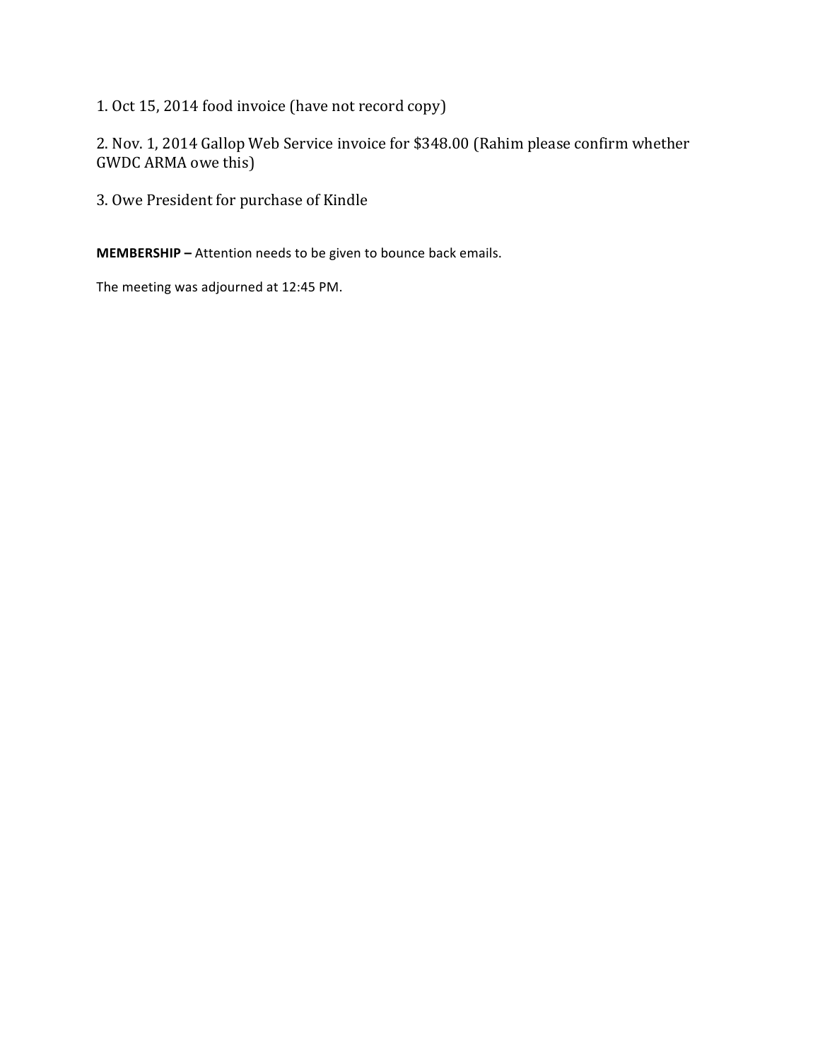1. Oct 15, 2014 food invoice (have not record copy)

2. Nov. 1, 2014 Gallop Web Service invoice for $348.00 (Rahim please confirm whether GWDC ARMA owe this)

3. Owe President for purchase of Kindle

**MEMBERSHIP –** Attention needs to be given to bounce back emails.

The meeting was adjourned at 12:45 PM.